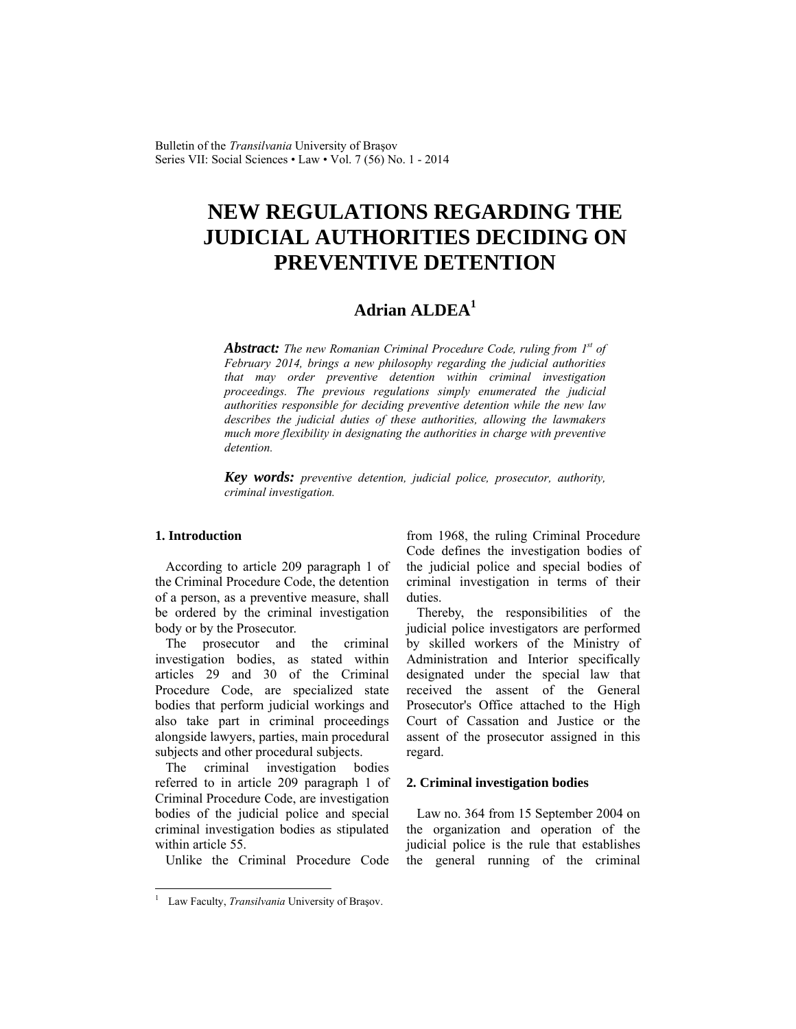# NEW REGULATIONS REGARDING THE JUDICIAL AUTHORITIES DECIDING ON PREVENTIVE DETENTION

**Adrian ALDEA**[1]

***Abstract:*** *The new Romanian Criminal Procedure Code, ruling from 1st of February 2014, brings a new philosophy regarding the judicial authorities that may order preventive detention within criminal investigation proceedings. The previous regulations simply enumerated the judicial authorities responsible for deciding preventive detention while the new law describes the judicial duties of these authorities, allowing the lawmakers much more flexibility in designating the authorities in charge with preventive detention.*

***Key words:*** *preventive detention, judicial police, prosecutor, authority, criminal investigation.*

## 1. Introduction

According to article 209 paragraph 1 of the Criminal Procedure Code, the detention of a person, as a preventive measure, shall be ordered by the criminal investigation body or by the Prosecutor.

The prosecutor and the criminal investigation bodies, as stated within articles 29 and 30 of the Criminal Procedure Code, are specialized state bodies that perform judicial workings and also take part in criminal proceedings alongside lawyers, parties, main procedural subjects and other procedural subjects.

The criminal investigation bodies referred to in article 209 paragraph 1 of Criminal Procedure Code, are investigation bodies of the judicial police and special criminal investigation bodies as stipulated within article 55.

Unlike the Criminal Procedure Code from 1968, the ruling Criminal Procedure Code defines the investigation bodies of the judicial police and special bodies of criminal investigation in terms of their duties.

Thereby, the responsibilities of the judicial police investigators are performed by skilled workers of the Ministry of Administration and Interior specifically designated under the special law that received the assent of the General Prosecutor's Office attached to the High Court of Cassation and Justice or the assent of the prosecutor assigned in this regard.

## 2. Criminal investigation bodies

Law no. 364 from 15 September 2004 on the organization and operation of the judicial police is the rule that establishes the general running of the criminal

---

[1] Law Faculty, *Transilvania* University of Braşov.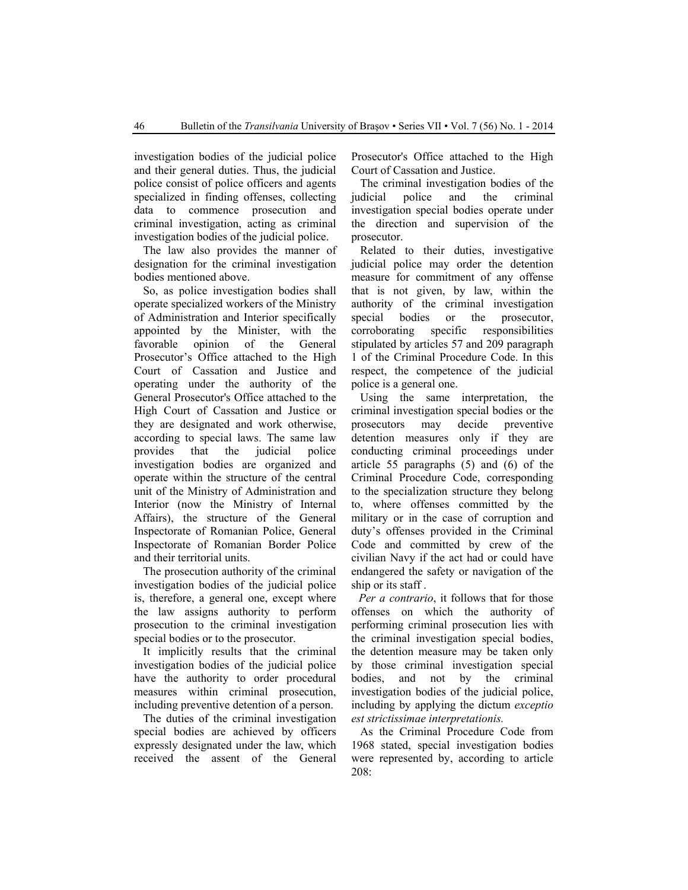investigation bodies of the judicial police and their general duties. Thus, the judicial police consist of police officers and agents specialized in finding offenses, collecting data to commence prosecution and criminal investigation, acting as criminal investigation bodies of the judicial police.

The law also provides the manner of designation for the criminal investigation bodies mentioned above.

So, as police investigation bodies shall operate specialized workers of the Ministry of Administration and Interior specifically appointed by the Minister, with the favorable opinion of the General Prosecutor's Office attached to the High Court of Cassation and Justice and operating under the authority of the General Prosecutor's Office attached to the High Court of Cassation and Justice or they are designated and work otherwise, according to special laws. The same law provides that the judicial police investigation bodies are organized and operate within the structure of the central unit of the Ministry of Administration and Interior (now the Ministry of Internal Affairs), the structure of the General Inspectorate of Romanian Police, General Inspectorate of Romanian Border Police and their territorial units.

The prosecution authority of the criminal investigation bodies of the judicial police is, therefore, a general one, except where the law assigns authority to perform prosecution to the criminal investigation special bodies or to the prosecutor.

It implicitly results that the criminal investigation bodies of the judicial police have the authority to order procedural measures within criminal prosecution, including preventive detention of a person.

The duties of the criminal investigation special bodies are achieved by officers expressly designated under the law, which received the assent of the General Prosecutor's Office attached to the High Court of Cassation and Justice.

The criminal investigation bodies of the judicial police and the criminal investigation special bodies operate under the direction and supervision of the prosecutor.

Related to their duties, investigative judicial police may order the detention measure for commitment of any offense that is not given, by law, within the authority of the criminal investigation special bodies or the prosecutor, corroborating specific responsibilities stipulated by articles 57 and 209 paragraph 1 of the Criminal Procedure Code. In this respect, the competence of the judicial police is a general one.

Using the same interpretation, the criminal investigation special bodies or the prosecutors may decide preventive detention measures only if they are conducting criminal proceedings under article 55 paragraphs (5) and (6) of the Criminal Procedure Code, corresponding to the specialization structure they belong to, where offenses committed by the military or in the case of corruption and duty's offenses provided in the Criminal Code and committed by crew of the civilian Navy if the act had or could have endangered the safety or navigation of the ship or its staff .

*Per a contrario*, it follows that for those offenses on which the authority of performing criminal prosecution lies with the criminal investigation special bodies, the detention measure may be taken only by those criminal investigation special bodies, and not by the criminal investigation bodies of the judicial police, including by applying the dictum *exceptio est strictissimae interpretationis.*

As the Criminal Procedure Code from 1968 stated, special investigation bodies were represented by, according to article 208: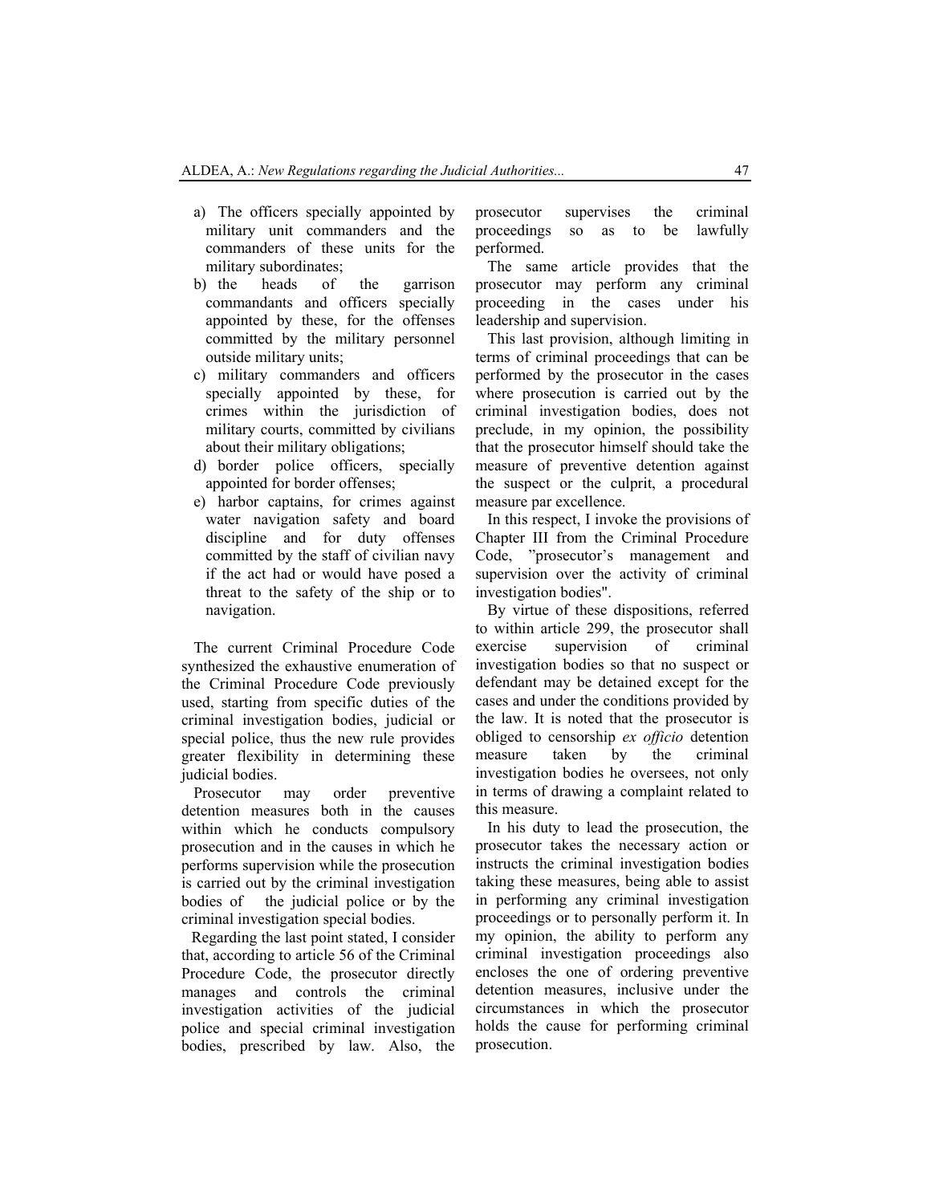a) The officers specially appointed by military unit commanders and the commanders of these units for the military subordinates;
b) the heads of the garrison commandants and officers specially appointed by these, for the offenses committed by the military personnel outside military units;
c) military commanders and officers specially appointed by these, for crimes within the jurisdiction of military courts, committed by civilians about their military obligations;
d) border police officers, specially appointed for border offenses;
e) harbor captains, for crimes against water navigation safety and board discipline and for duty offenses committed by the staff of civilian navy if the act had or would have posed a threat to the safety of the ship or to navigation.

The current Criminal Procedure Code synthesized the exhaustive enumeration of the Criminal Procedure Code previously used, starting from specific duties of the criminal investigation bodies, judicial or special police, thus the new rule provides greater flexibility in determining these judicial bodies.

Prosecutor may order preventive detention measures both in the causes within which he conducts compulsory prosecution and in the causes in which he performs supervision while the prosecution is carried out by the criminal investigation bodies of the judicial police or by the criminal investigation special bodies.

Regarding the last point stated, I consider that, according to article 56 of the Criminal Procedure Code, the prosecutor directly manages and controls the criminal investigation activities of the judicial police and special criminal investigation bodies, prescribed by law. Also, the prosecutor supervises the criminal proceedings so as to be lawfully performed.

The same article provides that the prosecutor may perform any criminal proceeding in the cases under his leadership and supervision.

This last provision, although limiting in terms of criminal proceedings that can be performed by the prosecutor in the cases where prosecution is carried out by the criminal investigation bodies, does not preclude, in my opinion, the possibility that the prosecutor himself should take the measure of preventive detention against the suspect or the culprit, a procedural measure par excellence.

In this respect, I invoke the provisions of Chapter III from the Criminal Procedure Code, "prosecutor's management and supervision over the activity of criminal investigation bodies".

By virtue of these dispositions, referred to within article 299, the prosecutor shall exercise supervision of criminal investigation bodies so that no suspect or defendant may be detained except for the cases and under the conditions provided by the law. It is noted that the prosecutor is obliged to censorship *ex officio* detention measure taken by the criminal investigation bodies he oversees, not only in terms of drawing a complaint related to this measure.

In his duty to lead the prosecution, the prosecutor takes the necessary action or instructs the criminal investigation bodies taking these measures, being able to assist in performing any criminal investigation proceedings or to personally perform it. In my opinion, the ability to perform any criminal investigation proceedings also encloses the one of ordering preventive detention measures, inclusive under the circumstances in which the prosecutor holds the cause for performing criminal prosecution.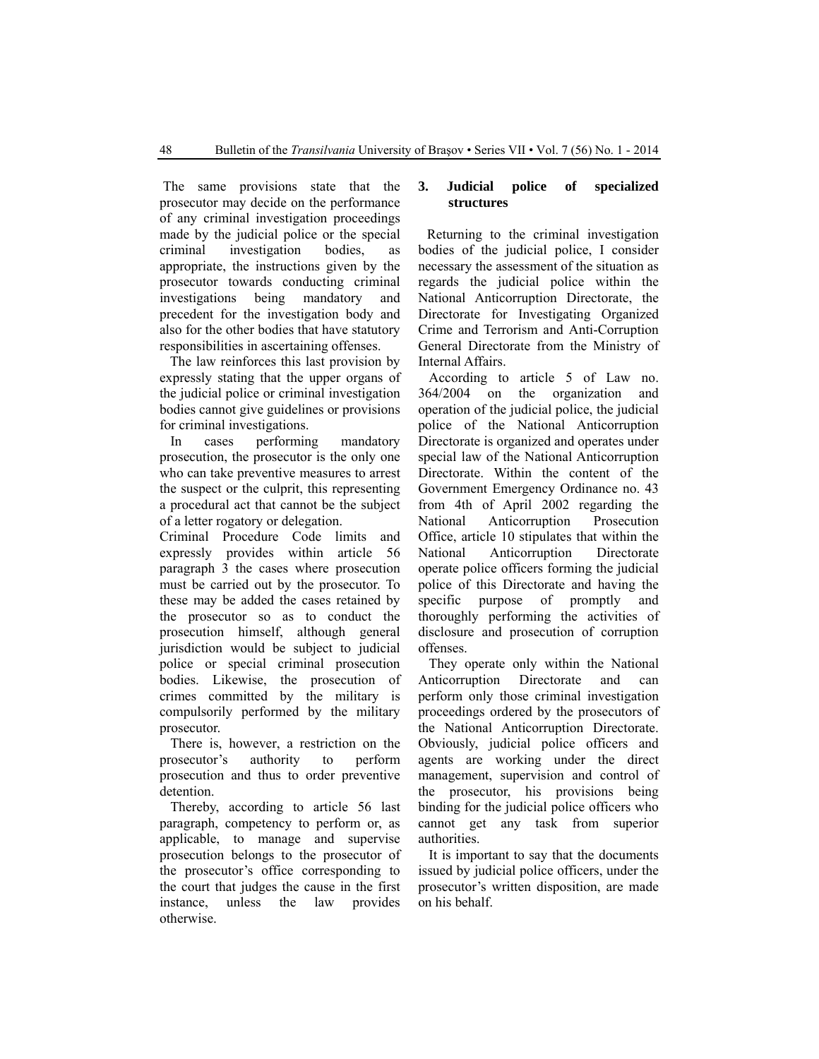The same provisions state that the prosecutor may decide on the performance of any criminal investigation proceedings made by the judicial police or the special criminal investigation bodies, as appropriate, the instructions given by the prosecutor towards conducting criminal investigations being mandatory and precedent for the investigation body and also for the other bodies that have statutory responsibilities in ascertaining offenses.

The law reinforces this last provision by expressly stating that the upper organs of the judicial police or criminal investigation bodies cannot give guidelines or provisions for criminal investigations.

In cases performing mandatory prosecution, the prosecutor is the only one who can take preventive measures to arrest the suspect or the culprit, this representing a procedural act that cannot be the subject of a letter rogatory or delegation.

Criminal Procedure Code limits and expressly provides within article 56 paragraph 3 the cases where prosecution must be carried out by the prosecutor. To these may be added the cases retained by the prosecutor so as to conduct the prosecution himself, although general jurisdiction would be subject to judicial police or special criminal prosecution bodies. Likewise, the prosecution of crimes committed by the military is compulsorily performed by the military prosecutor.

There is, however, a restriction on the prosecutor's authority to perform prosecution and thus to order preventive detention.

Thereby, according to article 56 last paragraph, competency to perform or, as applicable, to manage and supervise prosecution belongs to the prosecutor of the prosecutor's office corresponding to the court that judges the cause in the first instance, unless the law provides otherwise.

## 3. Judicial police of specialized structures

Returning to the criminal investigation bodies of the judicial police, I consider necessary the assessment of the situation as regards the judicial police within the National Anticorruption Directorate, the Directorate for Investigating Organized Crime and Terrorism and Anti-Corruption General Directorate from the Ministry of Internal Affairs.

According to article 5 of Law no. 364/2004 on the organization and operation of the judicial police, the judicial police of the National Anticorruption Directorate is organized and operates under special law of the National Anticorruption Directorate. Within the content of the Government Emergency Ordinance no. 43 from 4th of April 2002 regarding the National Anticorruption Prosecution Office, article 10 stipulates that within the National Anticorruption Directorate operate police officers forming the judicial police of this Directorate and having the specific purpose of promptly and thoroughly performing the activities of disclosure and prosecution of corruption offenses.

They operate only within the National Anticorruption Directorate and can perform only those criminal investigation proceedings ordered by the prosecutors of the National Anticorruption Directorate. Obviously, judicial police officers and agents are working under the direct management, supervision and control of the prosecutor, his provisions being binding for the judicial police officers who cannot get any task from superior authorities.

It is important to say that the documents issued by judicial police officers, under the prosecutor's written disposition, are made on his behalf.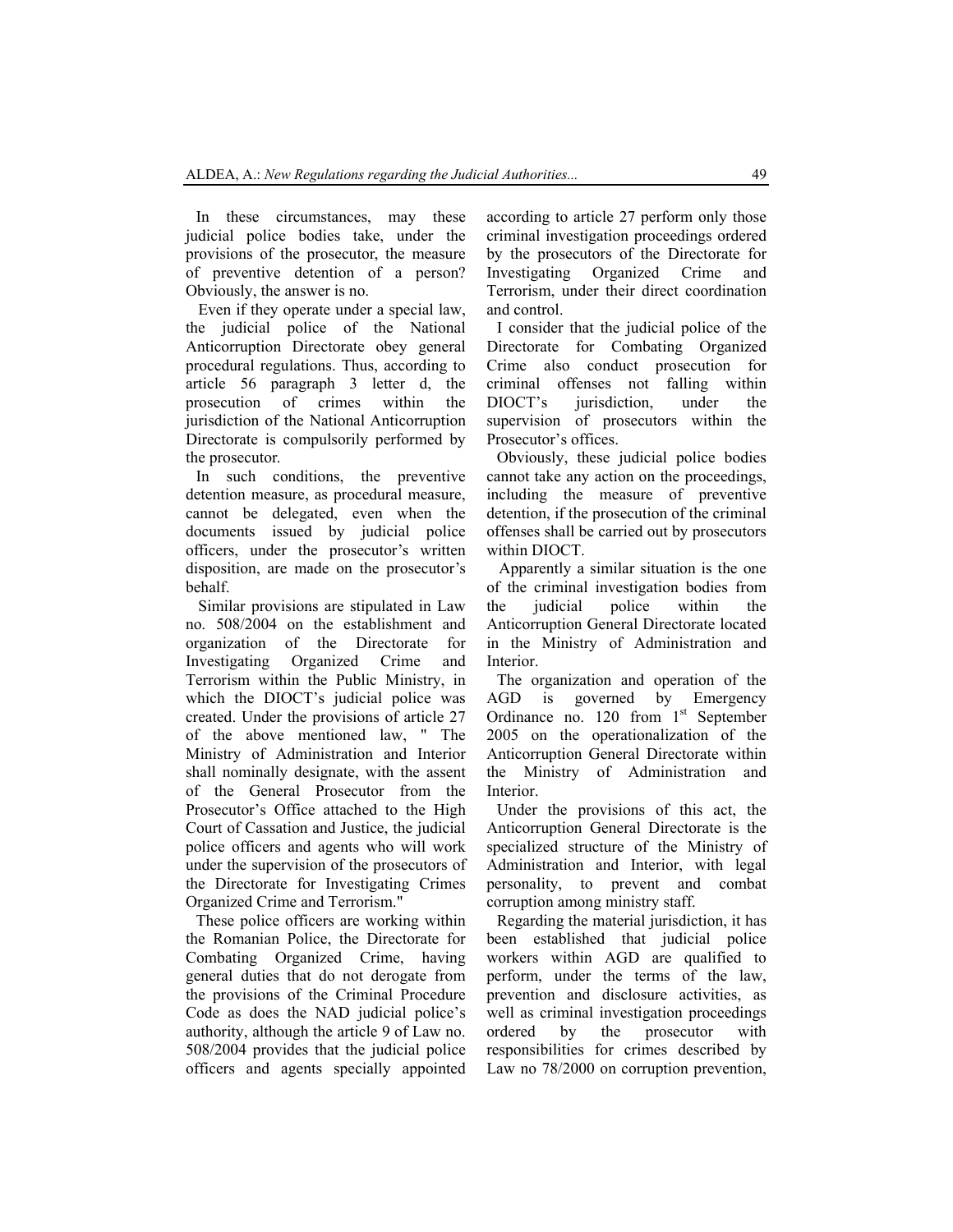In these circumstances, may these judicial police bodies take, under the provisions of the prosecutor, the measure of preventive detention of a person? Obviously, the answer is no.

Even if they operate under a special law, the judicial police of the National Anticorruption Directorate obey general procedural regulations. Thus, according to article 56 paragraph 3 letter d, the prosecution of crimes within the jurisdiction of the National Anticorruption Directorate is compulsorily performed by the prosecutor.

In such conditions, the preventive detention measure, as procedural measure, cannot be delegated, even when the documents issued by judicial police officers, under the prosecutor's written disposition, are made on the prosecutor's behalf.

Similar provisions are stipulated in Law no. 508/2004 on the establishment and organization of the Directorate for Investigating Organized Crime and Terrorism within the Public Ministry, in which the DIOCT's judicial police was created. Under the provisions of article 27 of the above mentioned law, " The Ministry of Administration and Interior shall nominally designate, with the assent of the General Prosecutor from the Prosecutor's Office attached to the High Court of Cassation and Justice, the judicial police officers and agents who will work under the supervision of the prosecutors of the Directorate for Investigating Crimes Organized Crime and Terrorism."

These police officers are working within the Romanian Police, the Directorate for Combating Organized Crime, having general duties that do not derogate from the provisions of the Criminal Procedure Code as does the NAD judicial police's authority, although the article 9 of Law no. 508/2004 provides that the judicial police officers and agents specially appointed according to article 27 perform only those criminal investigation proceedings ordered by the prosecutors of the Directorate for Investigating Organized Crime and Terrorism, under their direct coordination and control.

I consider that the judicial police of the Directorate for Combating Organized Crime also conduct prosecution for criminal offenses not falling within DIOCT's jurisdiction, under the supervision of prosecutors within the Prosecutor's offices.

Obviously, these judicial police bodies cannot take any action on the proceedings, including the measure of preventive detention, if the prosecution of the criminal offenses shall be carried out by prosecutors within DIOCT.

Apparently a similar situation is the one of the criminal investigation bodies from the judicial police within the Anticorruption General Directorate located in the Ministry of Administration and Interior.

The organization and operation of the AGD is governed by Emergency Ordinance no. 120 from 1st September 2005 on the operationalization of the Anticorruption General Directorate within the Ministry of Administration and Interior.

Under the provisions of this act, the Anticorruption General Directorate is the specialized structure of the Ministry of Administration and Interior, with legal personality, to prevent and combat corruption among ministry staff.

Regarding the material jurisdiction, it has been established that judicial police workers within AGD are qualified to perform, under the terms of the law, prevention and disclosure activities, as well as criminal investigation proceedings ordered by the prosecutor with responsibilities for crimes described by Law no 78/2000 on corruption prevention,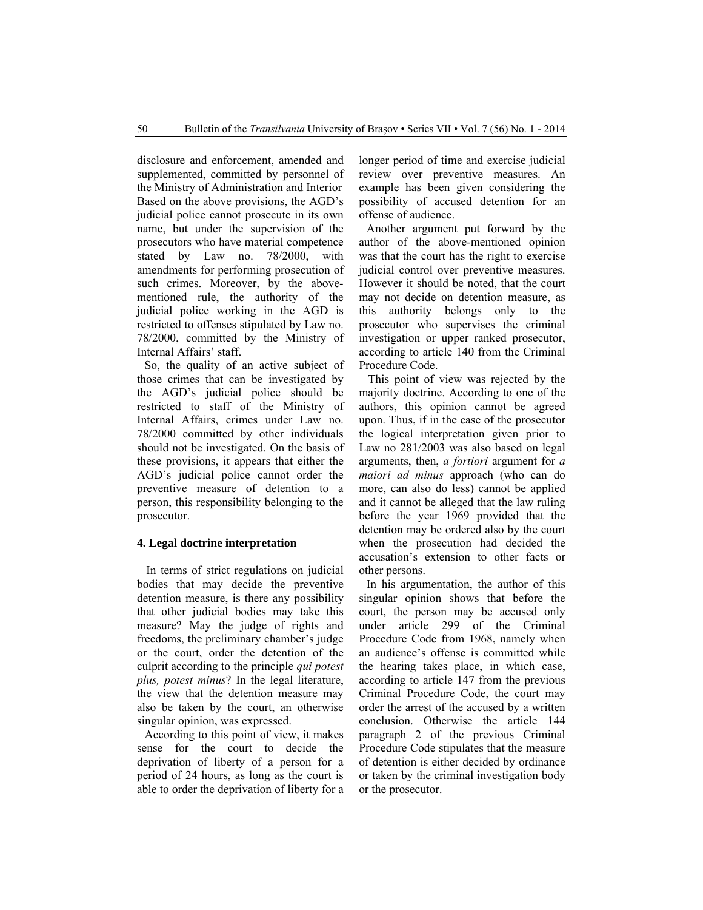disclosure and enforcement, amended and supplemented, committed by personnel of the Ministry of Administration and Interior Based on the above provisions, the AGD's judicial police cannot prosecute in its own name, but under the supervision of the prosecutors who have material competence stated by Law no. 78/2000, with amendments for performing prosecution of such crimes. Moreover, by the above-mentioned rule, the authority of the judicial police working in the AGD is restricted to offenses stipulated by Law no. 78/2000, committed by the Ministry of Internal Affairs' staff.

So, the quality of an active subject of those crimes that can be investigated by the AGD's judicial police should be restricted to staff of the Ministry of Internal Affairs, crimes under Law no. 78/2000 committed by other individuals should not be investigated. On the basis of these provisions, it appears that either the AGD's judicial police cannot order the preventive measure of detention to a person, this responsibility belonging to the prosecutor.

## 4. Legal doctrine interpretation

In terms of strict regulations on judicial bodies that may decide the preventive detention measure, is there any possibility that other judicial bodies may take this measure? May the judge of rights and freedoms, the preliminary chamber's judge or the court, order the detention of the culprit according to the principle *qui potest plus, potest minus*? In the legal literature, the view that the detention measure may also be taken by the court, an otherwise singular opinion, was expressed.

According to this point of view, it makes sense for the court to decide the deprivation of liberty of a person for a period of 24 hours, as long as the court is able to order the deprivation of liberty for a longer period of time and exercise judicial review over preventive measures. An example has been given considering the possibility of accused detention for an offense of audience.

Another argument put forward by the author of the above-mentioned opinion was that the court has the right to exercise judicial control over preventive measures. However it should be noted, that the court may not decide on detention measure, as this authority belongs only to the prosecutor who supervises the criminal investigation or upper ranked prosecutor, according to article 140 from the Criminal Procedure Code.

This point of view was rejected by the majority doctrine. According to one of the authors, this opinion cannot be agreed upon. Thus, if in the case of the prosecutor the logical interpretation given prior to Law no 281/2003 was also based on legal arguments, then, *a fortiori* argument for *a maiori ad minus* approach (who can do more, can also do less) cannot be applied and it cannot be alleged that the law ruling before the year 1969 provided that the detention may be ordered also by the court when the prosecution had decided the accusation's extension to other facts or other persons.

In his argumentation, the author of this singular opinion shows that before the court, the person may be accused only under article 299 of the Criminal Procedure Code from 1968, namely when an audience's offense is committed while the hearing takes place, in which case, according to article 147 from the previous Criminal Procedure Code, the court may order the arrest of the accused by a written conclusion. Otherwise the article 144 paragraph 2 of the previous Criminal Procedure Code stipulates that the measure of detention is either decided by ordinance or taken by the criminal investigation body or the prosecutor.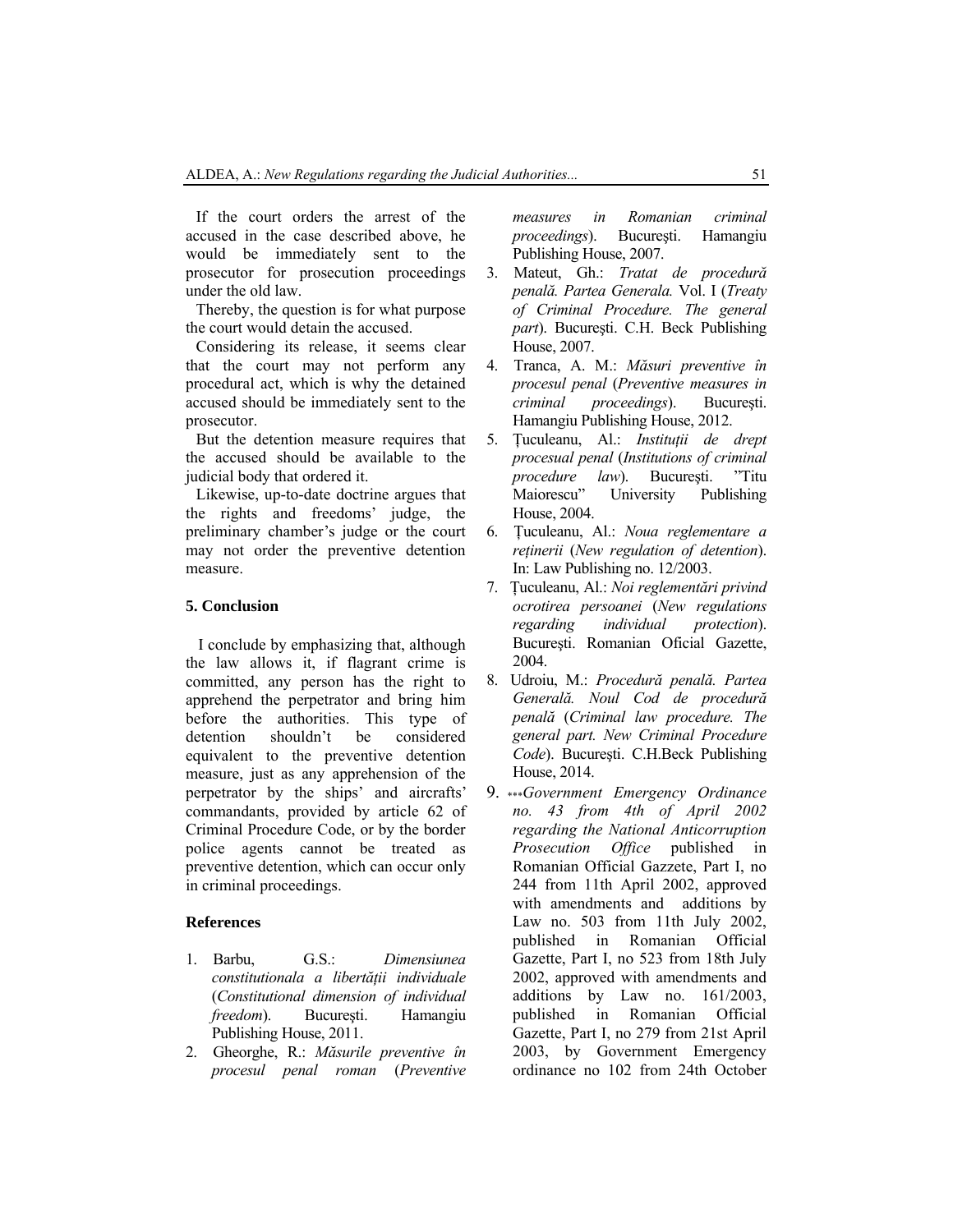If the court orders the arrest of the accused in the case described above, he would be immediately sent to the prosecutor for prosecution proceedings under the old law.

Thereby, the question is for what purpose the court would detain the accused.

Considering its release, it seems clear that the court may not perform any procedural act, which is why the detained accused should be immediately sent to the prosecutor.

But the detention measure requires that the accused should be available to the judicial body that ordered it.

Likewise, up-to-date doctrine argues that the rights and freedoms' judge, the preliminary chamber's judge or the court may not order the preventive detention measure.

## 5. Conclusion

I conclude by emphasizing that, although the law allows it, if flagrant crime is committed, any person has the right to apprehend the perpetrator and bring him before the authorities. This type of detention shouldn't be considered equivalent to the preventive detention measure, just as any apprehension of the perpetrator by the ships' and aircrafts' commandants, provided by article 62 of Criminal Procedure Code, or by the border police agents cannot be treated as preventive detention, which can occur only in criminal proceedings.

## References

1. Barbu, G.S.: *Dimensiunea constitutionala a libertății individuale* (*Constitutional dimension of individual freedom*). București. Hamangiu Publishing House, 2011.
2. Gheorghe, R.: *Măsurile preventive în procesul penal roman* (*Preventive measures in Romanian criminal proceedings*). Bucureşti. Hamangiu Publishing House, 2007.
3. Mateut, Gh.: *Tratat de procedură penală. Partea Generala.* Vol. I (*Treaty of Criminal Procedure. The general part*). Bucureşti. C.H. Beck Publishing House, 2007.
4. Tranca, A. M.: *Măsuri preventive în procesul penal* (*Preventive measures in criminal proceedings*). Bucureşti. Hamangiu Publishing House, 2012.
5. Țuculeanu, Al.: *Instituții de drept procesual penal* (*Institutions of criminal procedure law*). București. "Titu Maiorescu" University Publishing House, 2004.
6. Țuculeanu, Al.: *Noua reglementare a reținerii* (*New regulation of detention*). In: Law Publishing no. 12/2003.
7. Țuculeanu, Al.: *Noi reglementări privind ocrotirea persoanei* (*New regulations regarding individual protection*). Bucureşti. Romanian Oficial Gazette, 2004.
8. Udroiu, M.: *Procedură penală. Partea Generală. Noul Cod de procedură penală* (*Criminal law procedure. The general part. New Criminal Procedure Code*). Bucureşti. C.H.Beck Publishing House, 2014.
9. \*\*\**Government Emergency Ordinance no. 43 from 4th of April 2002 regarding the National Anticorruption Prosecution Office* published in Romanian Official Gazzete, Part I, no 244 from 11th April 2002, approved with amendments and additions by Law no. 503 from 11th July 2002, published in Romanian Official Gazette, Part I, no 523 from 18th July 2002, approved with amendments and additions by Law no. 161/2003, published in Romanian Official Gazette, Part I, no 279 from 21st April 2003, by Government Emergency ordinance no 102 from 24th October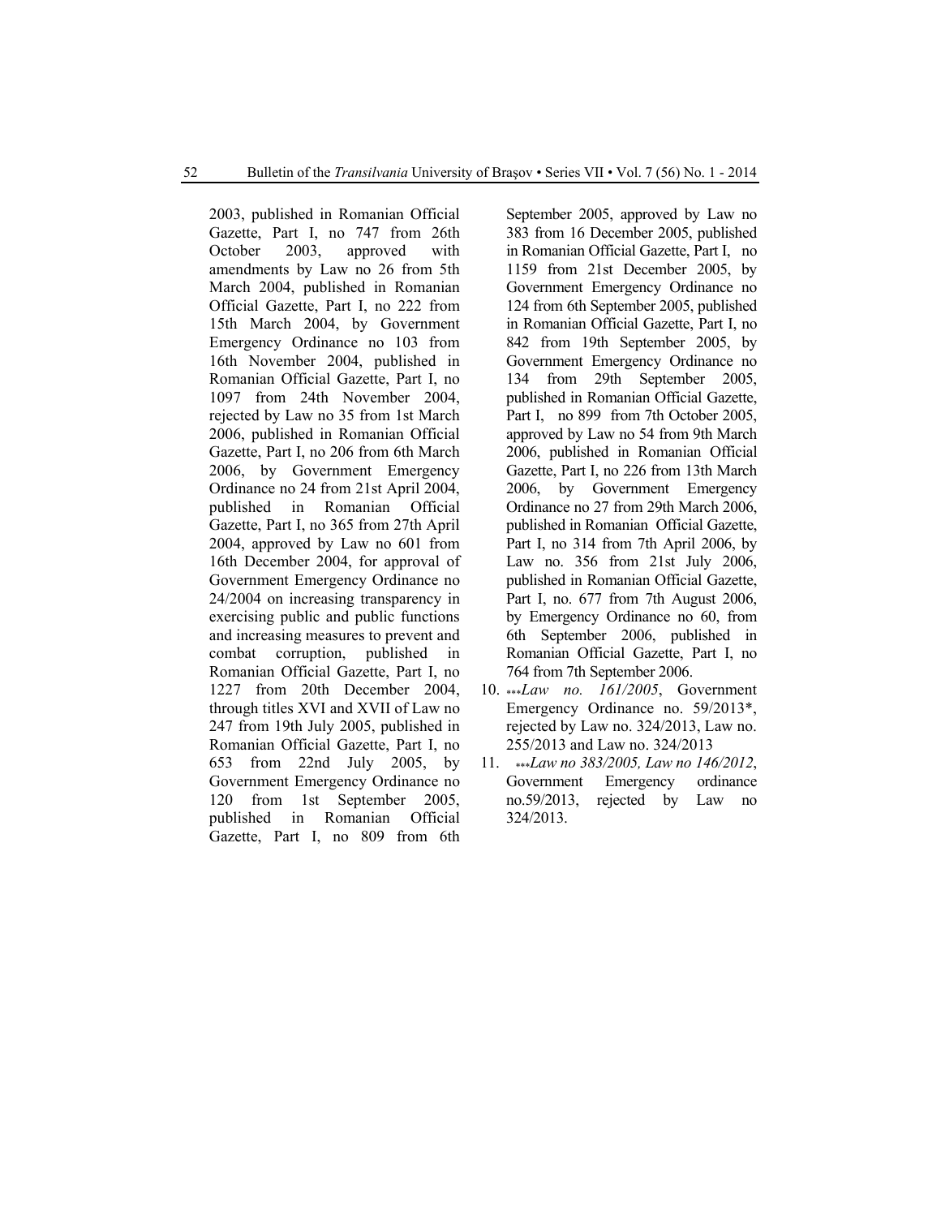2003, published in Romanian Official Gazette, Part I, no 747 from 26th October 2003, approved with amendments by Law no 26 from 5th March 2004, published in Romanian Official Gazette, Part I, no 222 from 15th March 2004, by Government Emergency Ordinance no 103 from 16th November 2004, published in Romanian Official Gazette, Part I, no 1097 from 24th November 2004, rejected by Law no 35 from 1st March 2006, published in Romanian Official Gazette, Part I, no 206 from 6th March 2006, by Government Emergency Ordinance no 24 from 21st April 2004, published in Romanian Official Gazette, Part I, no 365 from 27th April 2004, approved by Law no 601 from 16th December 2004, for approval of Government Emergency Ordinance no 24/2004 on increasing transparency in exercising public and public functions and increasing measures to prevent and combat corruption, published in Romanian Official Gazette, Part I, no 1227 from 20th December 2004, through titles XVI and XVII of Law no 247 from 19th July 2005, published in Romanian Official Gazette, Part I, no 653 from 22nd July 2005, by Government Emergency Ordinance no 120 from 1st September 2005, published in Romanian Official Gazette, Part I, no 809 from 6th September 2005, approved by Law no 383 from 16 December 2005, published in Romanian Official Gazette, Part I, no 1159 from 21st December 2005, by Government Emergency Ordinance no 124 from 6th September 2005, published in Romanian Official Gazette, Part I, no 842 from 19th September 2005, by Government Emergency Ordinance no 134 from 29th September 2005, published in Romanian Official Gazette, Part I, no 899 from 7th October 2005, approved by Law no 54 from 9th March 2006, published in Romanian Official Gazette, Part I, no 226 from 13th March 2006, by Government Emergency Ordinance no 27 from 29th March 2006, published in Romanian Official Gazette, Part I, no 314 from 7th April 2006, by Law no. 356 from 21st July 2006, published in Romanian Official Gazette, Part I, no. 677 from 7th August 2006, by Emergency Ordinance no 60, from 6th September 2006, published in Romanian Official Gazette, Part I, no 764 from 7th September 2006.

10. \*\*\**Law no. 161/2005*, Government Emergency Ordinance no. 59/2013\*, rejected by Law no. 324/2013, Law no. 255/2013 and Law no. 324/2013
11. \*\*\**Law no 383/2005, Law no 146/2012*, Government Emergency ordinance no.59/2013, rejected by Law no 324/2013.